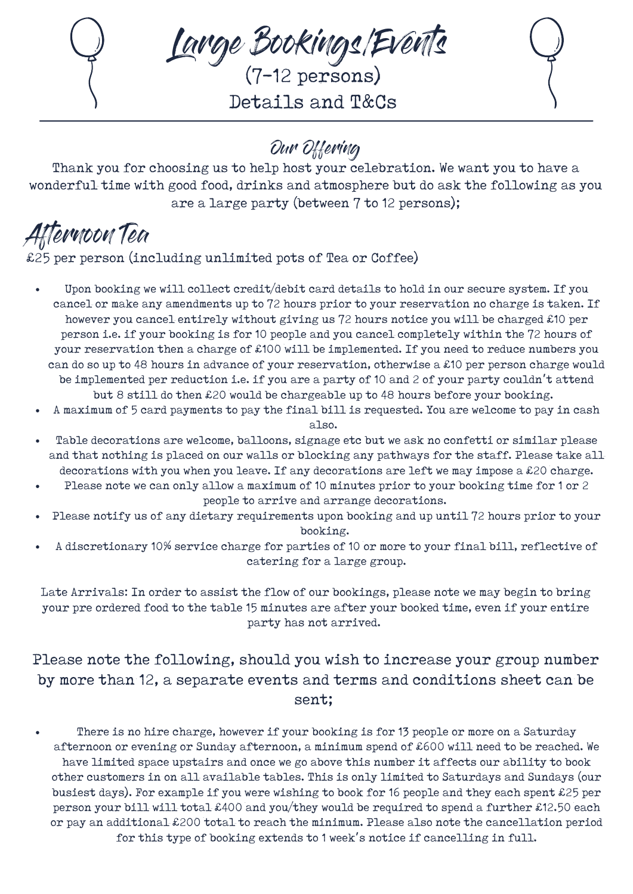# Large Bookings/Events

(7-12 persons)

Details and T&Cs

## Our Offering

Thank you for choosing us to help host your celebration. We want you to have a wonderful time with good food, drinks and atmosphere but do ask the following as you are a large party (between 7 to 12 persons);

# Afternoon Tea

£25 per person (including unlimited pots of Tea or Coffee)

- Upon booking we will collect credit/debit card details to hold in our secure system. If you cancel or make any amendments up to 72 hours prior to your reservation no charge is taken. If however you cancel entirely without giving us 72 hours notice you will be charged £10 per person i.e. if your booking is for 10 people and you cancel completely within the 72 hours of your reservation then a charge of £100 will be implemented. If you need to reduce numbers you can do so up to 48 hours in advance of your reservation, otherwise a £10 per person charge would be implemented per reduction i.e. if you are a party of 10 and 2 of your party couldn't attend but 8 still do then £20 would be chargeable up to 48 hours before your booking.
- A maximum of 5 card payments to pay the final bill is requested. You are welcome to pay in cash also.
- Table decorations are welcome, balloons, signage etc but we ask no confetti or similar please and that nothing is placed on our walls or blocking any pathways for the staff. Please take all decorations with you when you leave. If any decorations are left we may impose a £20 charge.
- Please note we can only allow a maximum of 10 minutes prior to your booking time for 1 or 2 people to arrive and arrange decorations.
- Please notify us of any dietary requirements upon booking and up until 72 hours prior to your booking.
- A discretionary 10% service charge for parties of 10 or more to your final bill, reflective of catering for a large group.

Late Arrivals: In order to assist the flow of our bookings, please note we may begin to bring your pre ordered food to the table 15 minutes are after your booked time, even if your entire party has not arrived.

### Please note the following, should you wish to increase your group number by more than 12, a separate events and terms and conditions sheet can be sent;

- There is no hire charge, however if your booking is for 13 people or more on a Saturday afternoon or evening or Sunday afternoon, a minimum spend of £600 will need to be reached. We have limited space upstairs and once we go above this number it affects our ability to book other customers in on all available tables. This is only limited to Saturdays and Sundays (our busiest days). For example if you were wishing to book for 16 people and they each spent £25 per person your bill will total £400 and you/they would be required to spend a further £12.50 each or pay an additional £200 total to reach the minimum. Please also note the cancellation period for this type of booking extends to 1 week's notice if cancelling in full.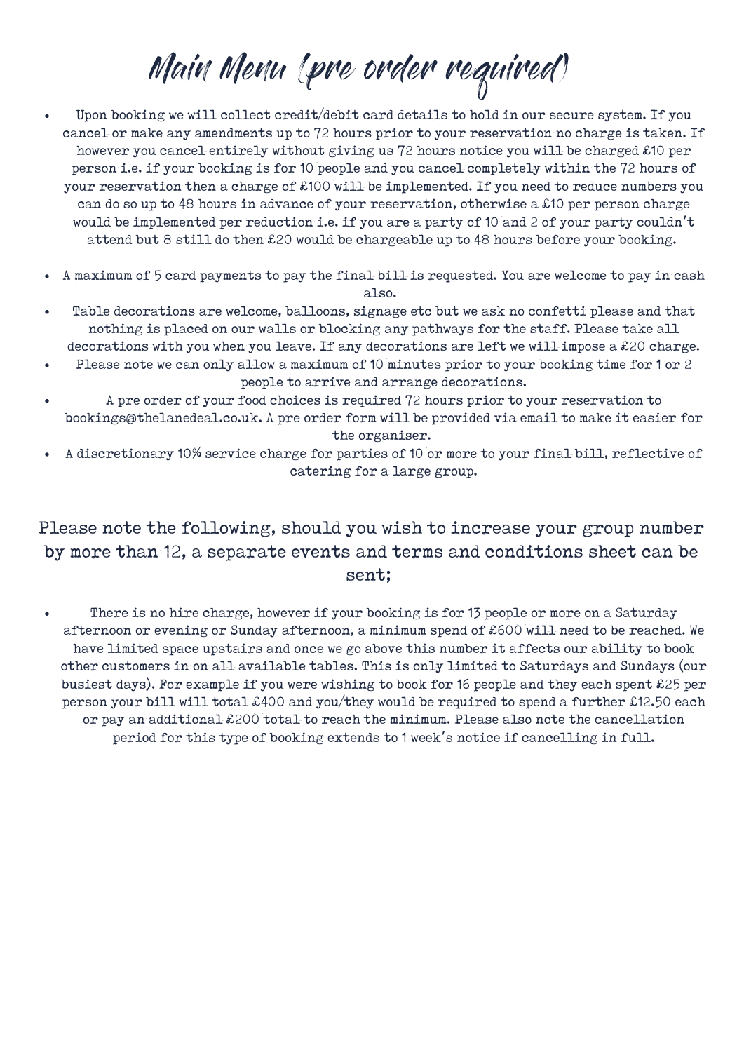# Main Menu (pre order required)

- Upon booking we will collect credit/debit card details to hold in our secure system. If you cancel or make any amendments up to 72 hours prior to your reservation no charge is taken. If however you cancel entirely without giving us 72 hours notice you will be charged £10 per person i.e. if your booking is for 10 people and you cancel completely within the 72 hours of your reservation then a charge of £100 will be implemented. If you need to reduce numbers you can do so up to 48 hours in advance of your reservation, otherwise a £10 per person charge would be implemented per reduction i.e. if you are a party of 10 and 2 of your party couldn't attend but 8 still do then £20 would be chargeable up to 48 hours before your booking.
- A maximum of 5 card payments to pay the final bill is requested. You are welcome to pay in cash also.
- Table decorations are welcome, balloons, signage etc but we ask no confetti please and that nothing is placed on our walls or blocking any pathways for the staff. Please take all decorations with you when you leave. If any decorations are left we will impose a £20 charge.
- Please note we can only allow a maximum of 10 minutes prior to your booking time for 1 or 2 people to arrive and arrange decorations.
- A pre order of your food choices is required 72 hours prior to your reservation to bookings@thelanedeal.co.uk. A pre order form will be provided via email to make it easier for the organiser.
- A discretionary 10% service charge for parties of 10 or more to your final bill, reflective of catering for a large group.

## Please note the following, should you wish to increase your group number by more than 12, a separate events and terms and conditions sheet can be sent;

- There is no hire charge, however if your booking is for 13 people or more on a Saturday afternoon or evening or Sunday afternoon, a minimum spend of £600 will need to be reached. We have limited space upstairs and once we go above this number it affects our ability to book other customers in on all available tables. This is only limited to Saturdays and Sundays (our busiest days). For example if you were wishing to book for 16 people and they each spent £25 per person your bill will total £400 and you/they would be required to spend a further £12.50 each or pay an additional £200 total to reach the minimum. Please also note the cancellation period for this type of booking extends to 1 week's notice if cancelling in full.